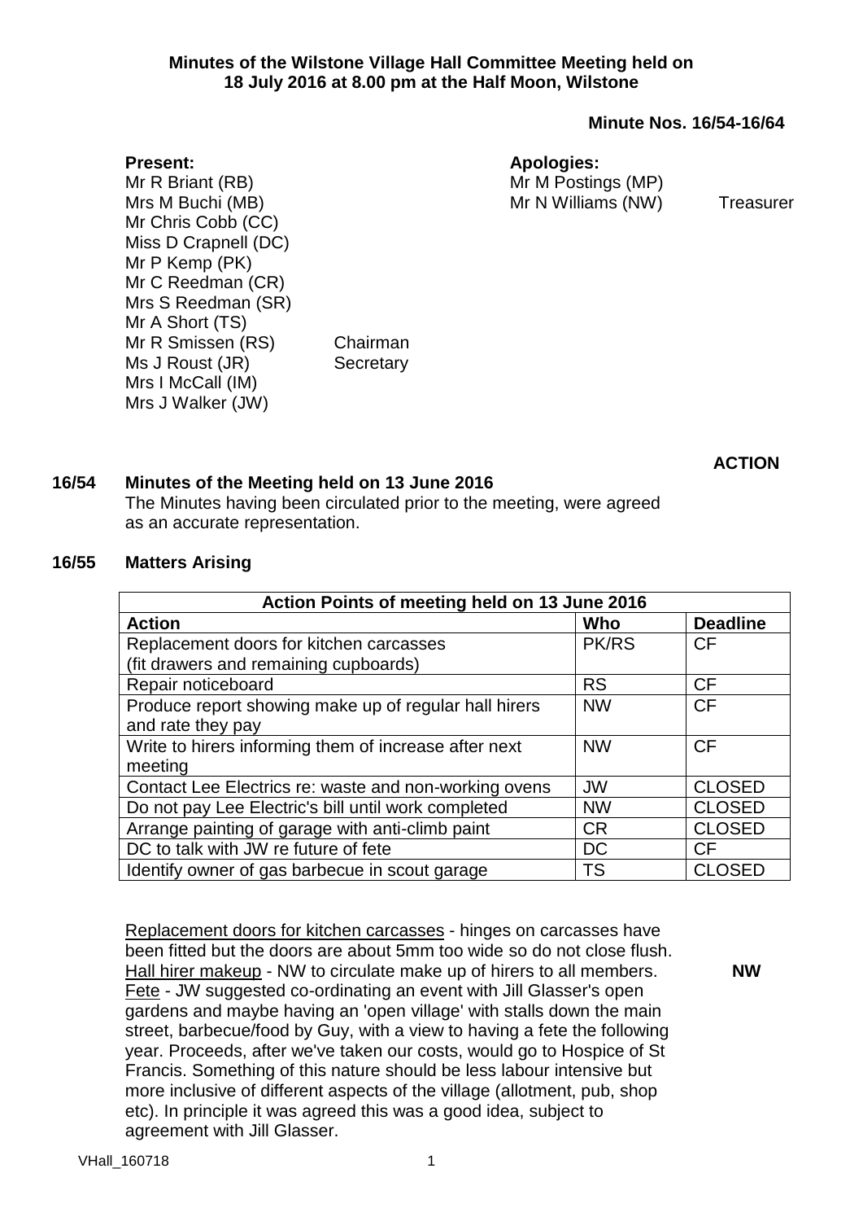**Minutes of the Wilstone Village Hall Committee Meeting held on 18 July 2016 at 8.00 pm at the Half Moon, Wilstone**

**Minute Nos. 16/54-16/64**

**Present:**

Mr R Briant (RB)
Mrs M Buchi (MB)
Mr Chris Cobb (CC)
Miss D Crapnell (DC)
Mr P Kemp (PK)
Mr C Reedman (CR)
Mrs S Reedman (SR)
Mr A Short (TS)
Mr R Smissen (RS) Chairman
Ms J Roust (JR) Secretary
Mrs I McCall (IM)
Mrs J Walker (JW)

**Apologies:**

Mr M Postings (MP)
Mr N Williams (NW) Treasurer

**ACTION**

**16/54 Minutes of the Meeting held on 13 June 2016**

The Minutes having been circulated prior to the meeting, were agreed as an accurate representation.

**16/55 Matters Arising**

| Action Points of meeting held on 13 June 2016 | | |
|---|---|---|
| **Action** | **Who** | **Deadline** |
| Replacement doors for kitchen carcasses (fit drawers and remaining cupboards) | PK/RS | CF |
| Repair noticeboard | RS | CF |
| Produce report showing make up of regular hall hirers and rate they pay | NW | CF |
| Write to hirers informing them of increase after next meeting | NW | CF |
| Contact Lee Electrics re: waste and non-working ovens | JW | CLOSED |
| Do not pay Lee Electric's bill until work completed | NW | CLOSED |
| Arrange painting of garage with anti-climb paint | CR | CLOSED |
| DC to talk with JW re future of fete | DC | CF |
| Identify owner of gas barbecue in scout garage | TS | CLOSED |

Replacement doors for kitchen carcasses - hinges on carcasses have been fitted but the doors are about 5mm too wide so do not close flush.

Hall hirer makeup - NW to circulate make up of hirers to all members. **NW**

Fete - JW suggested co-ordinating an event with Jill Glasser's open gardens and maybe having an 'open village' with stalls down the main street, barbecue/food by Guy, with a view to having a fete the following year. Proceeds, after we've taken our costs, would go to Hospice of St Francis. Something of this nature should be less labour intensive but more inclusive of different aspects of the village (allotment, pub, shop etc). In principle it was agreed this was a good idea, subject to agreement with Jill Glasser.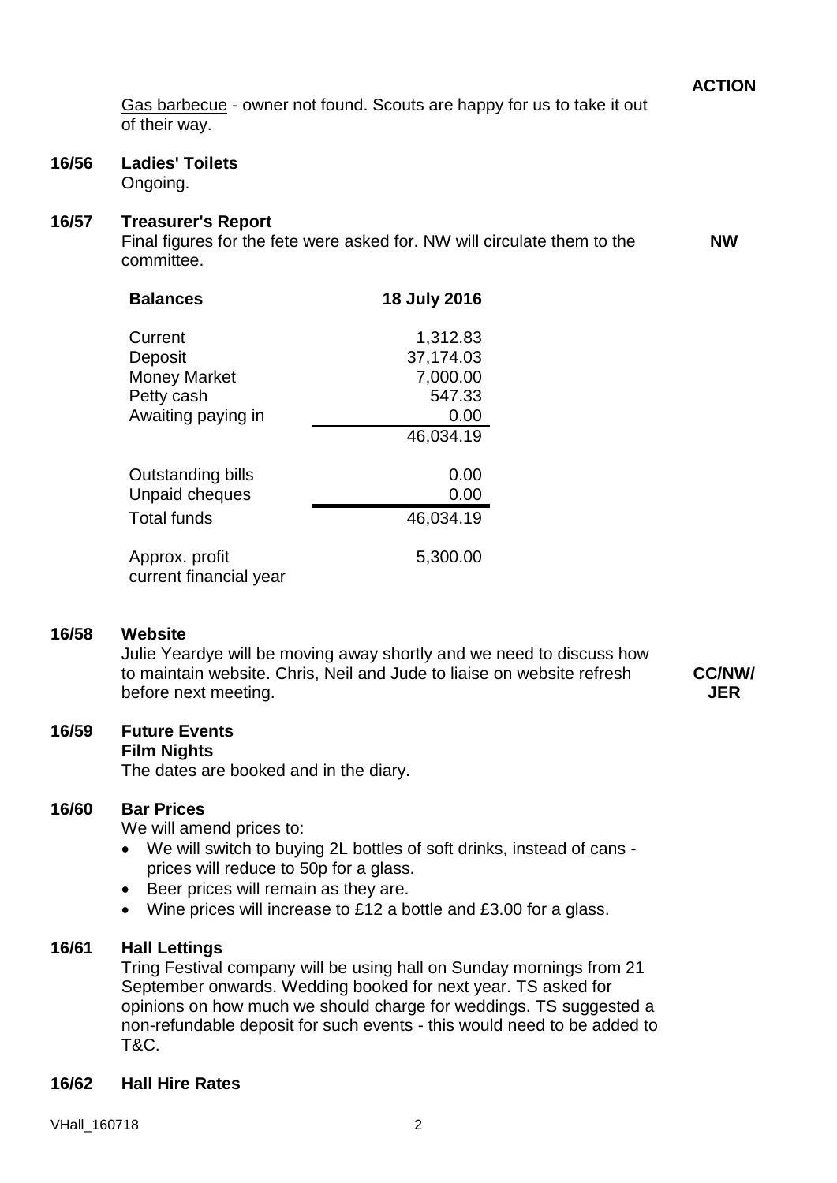**ACTION**

Gas barbecue - owner not found. Scouts are happy for us to take it out of their way.

**16/56 Ladies' Toilets**

Ongoing.

**16/57 Treasurer's Report**

Final figures for the fete were asked for. NW will circulate them to the committee. **NW**

| **Balances** | **18 July 2016** |
|---|---|
| Current | 1,312.83 |
| Deposit | 37,174.03 |
| Money Market | 7,000.00 |
| Petty cash | 547.33 |
| Awaiting paying in | 0.00 |
| | 46,034.19 |
| Outstanding bills | 0.00 |
| Unpaid cheques | 0.00 |
| Total funds | 46,034.19 |
| Approx. profit current financial year | 5,300.00 |

**16/58 Website**

Julie Yeardye will be moving away shortly and we need to discuss how to maintain website. Chris, Neil and Jude to liaise on website refresh before next meeting. **CC/NW/JER**

**16/59 Future Events**

**Film Nights**

The dates are booked and in the diary.

**16/60 Bar Prices**

We will amend prices to:

- We will switch to buying 2L bottles of soft drinks, instead of cans - prices will reduce to 50p for a glass.
- Beer prices will remain as they are.
- Wine prices will increase to £12 a bottle and £3.00 for a glass.

**16/61 Hall Lettings**

Tring Festival company will be using hall on Sunday mornings from 21 September onwards. Wedding booked for next year. TS asked for opinions on how much we should charge for weddings. TS suggested a non-refundable deposit for such events - this would need to be added to T&C.

**16/62 Hall Hire Rates**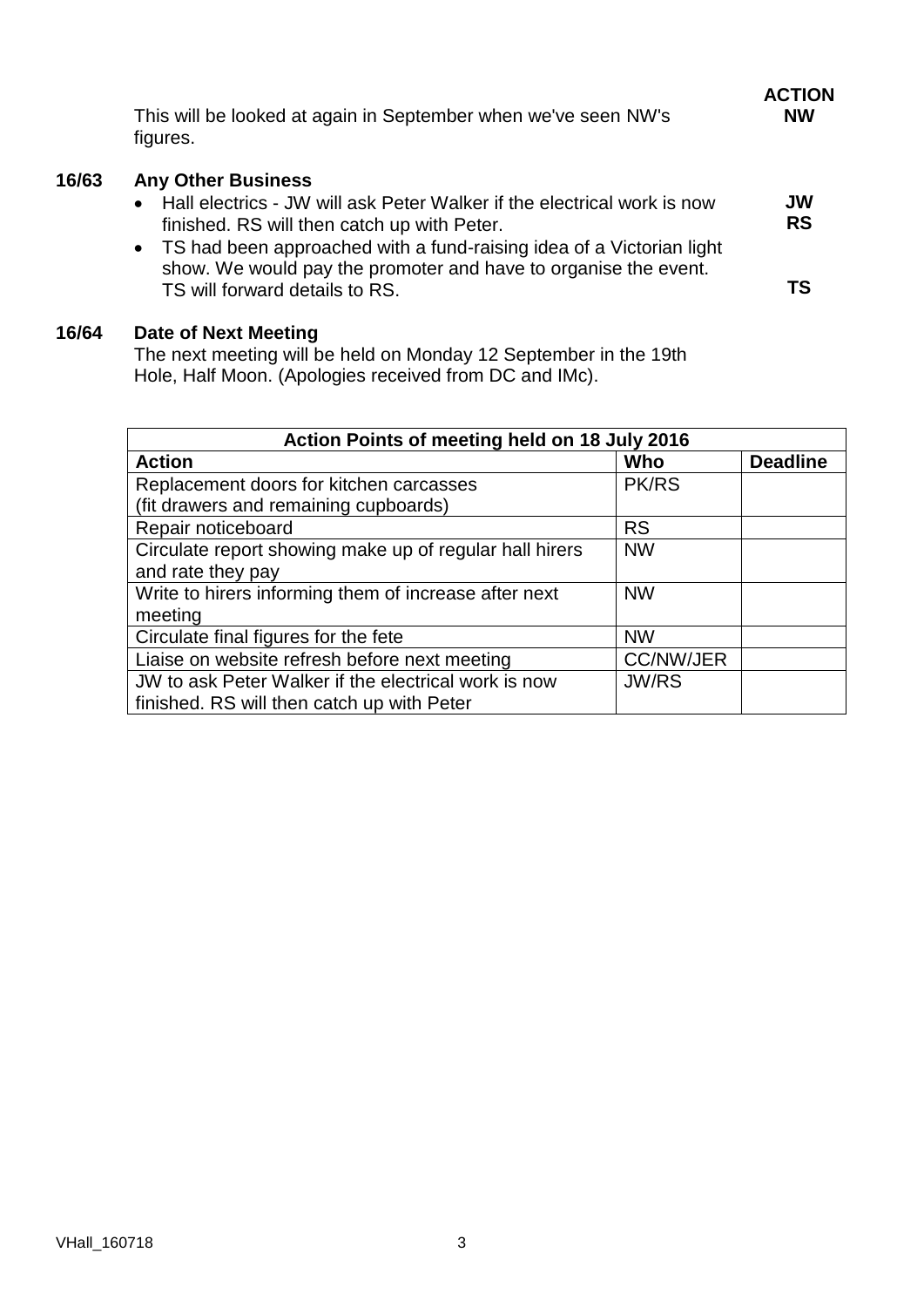**ACTION**

This will be looked at again in September when we've seen NW's figures. **NW**

**16/63 Any Other Business**

- Hall electrics - JW will ask Peter Walker if the electrical work is now finished. RS will then catch up with Peter. **JW RS**
- TS had been approached with a fund-raising idea of a Victorian light show. We would pay the promoter and have to organise the event. TS will forward details to RS. **TS**

**16/64 Date of Next Meeting**

The next meeting will be held on Monday 12 September in the 19th Hole, Half Moon. (Apologies received from DC and IMc).

| Action Points of meeting held on 18 July 2016 | | |
|---|---|---|
| **Action** | **Who** | **Deadline** |
| Replacement doors for kitchen carcasses (fit drawers and remaining cupboards) | PK/RS | |
| Repair noticeboard | RS | |
| Circulate report showing make up of regular hall hirers and rate they pay | NW | |
| Write to hirers informing them of increase after next meeting | NW | |
| Circulate final figures for the fete | NW | |
| Liaise on website refresh before next meeting | CC/NW/JER | |
| JW to ask Peter Walker if the electrical work is now finished. RS will then catch up with Peter | JW/RS | |